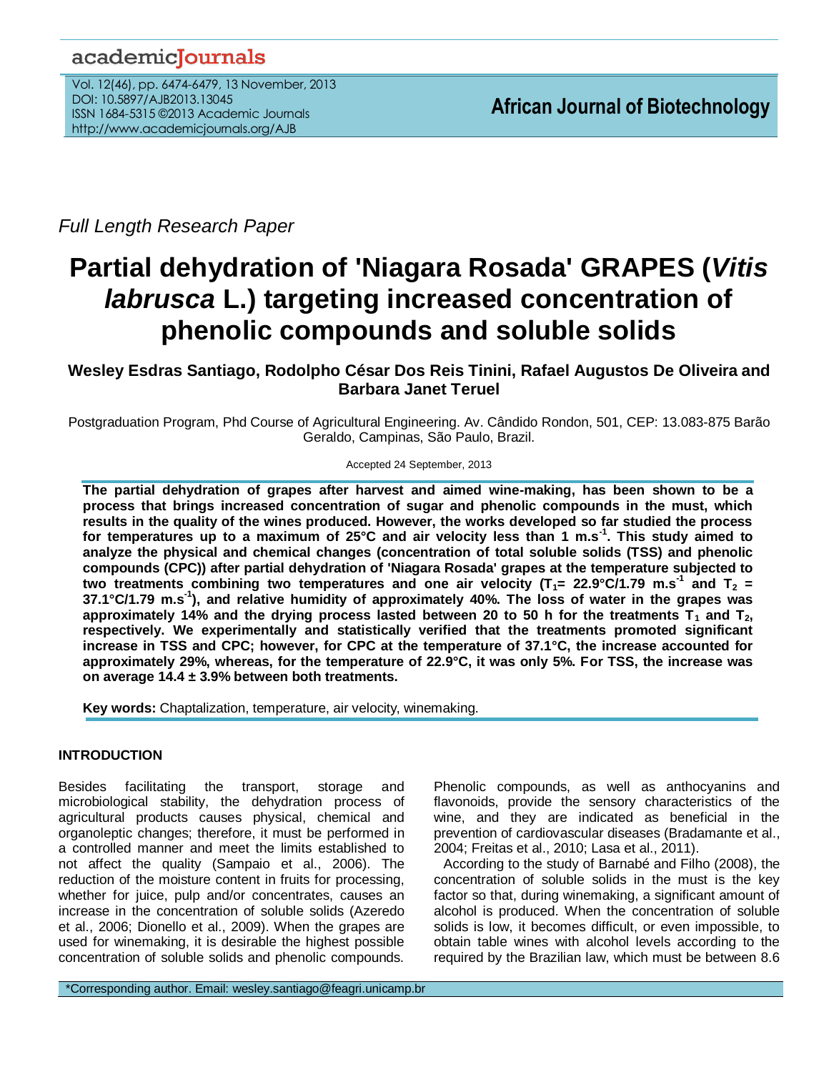Full Length Research Paper

# Partial dehydration of 'Niagara Rosada' GRAPES (*Vitis labrusca* L.) targeting increased concentration of phenolic compounds and soluble solids

**Wesley Esdras Santiago, Rodolpho César Dos Reis Tinini, Rafael Augustos De Oliveira and Barbara Janet Teruel**

Postgraduation Program, Phd Course of Agricultural Engineering. Av. Cândido Rondon, 501, CEP: 13.083-875 Barão Geraldo, Campinas, São Paulo, Brazil.

Accepted 24 September, 2013

**The partial dehydration of grapes after harvest and aimed wine-making, has been shown to be a process that brings increased concentration of sugar and phenolic compounds in the must, which results in the quality of the wines produced. However, the works developed so far studied the process for temperatures up to a maximum of 25°C and air velocity less than 1 m.s$^{-1}$. This study aimed to analyze the physical and chemical changes (concentration of total soluble solids (TSS) and phenolic compounds (CPC)) after partial dehydration of 'Niagara Rosada' grapes at the temperature subjected to two treatments combining two temperatures and one air velocity ($T_1$= 22.9°C/1.79 m.s$^{-1}$ and $T_2$ = 37.1°C/1.79 m.s$^{-1}$), and relative humidity of approximately 40%. The loss of water in the grapes was approximately 14% and the drying process lasted between 20 to 50 h for the treatments $T_1$ and $T_2$, respectively. We experimentally and statistically verified that the treatments promoted significant increase in TSS and CPC; however, for CPC at the temperature of 37.1°C, the increase accounted for approximately 29%, whereas, for the temperature of 22.9°C, it was only 5%. For TSS, the increase was on average 14.4 ± 3.9% between both treatments.**

**Key words:** Chaptalization, temperature, air velocity, winemaking.

## INTRODUCTION

Besides facilitating the transport, storage and microbiological stability, the dehydration process of agricultural products causes physical, chemical and organoleptic changes; therefore, it must be performed in a controlled manner and meet the limits established to not affect the quality (Sampaio et al., 2006). The reduction of the moisture content in fruits for processing, whether for juice, pulp and/or concentrates, causes an increase in the concentration of soluble solids (Azeredo et al., 2006; Dionello et al., 2009). When the grapes are used for winemaking, it is desirable the highest possible concentration of soluble solids and phenolic compounds. Phenolic compounds, as well as anthocyanins and flavonoids, provide the sensory characteristics of the wine, and they are indicated as beneficial in the prevention of cardiovascular diseases (Bradamante et al., 2004; Freitas et al., 2010; Lasa et al., 2011).

According to the study of Barnabé and Filho (2008), the concentration of soluble solids in the must is the key factor so that, during winemaking, a significant amount of alcohol is produced. When the concentration of soluble solids is low, it becomes difficult, or even impossible, to obtain table wines with alcohol levels according to the required by the Brazilian law, which must be between 8.6

*Corresponding author. Email: wesley.santiago@feagri.unicamp.br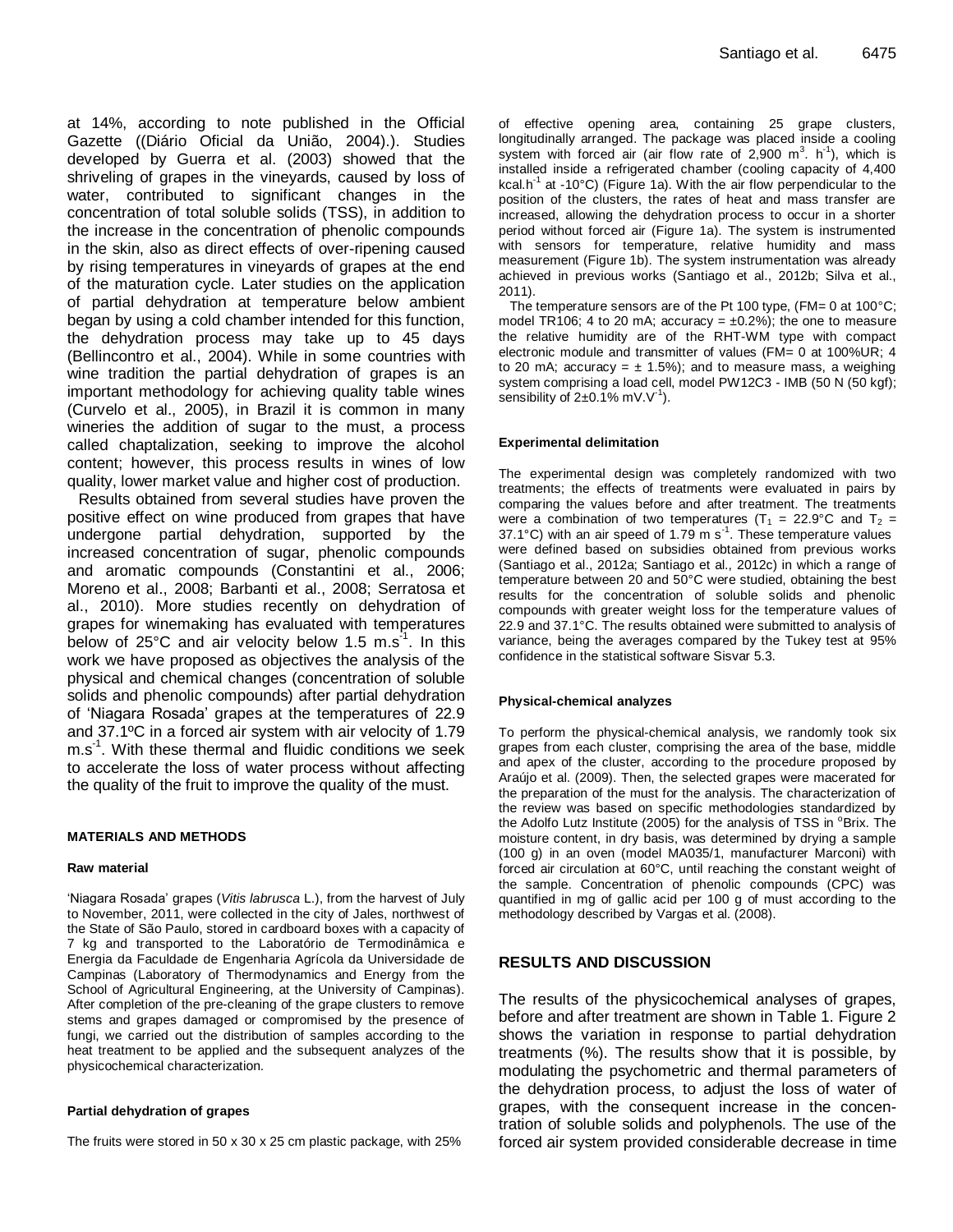at 14%, according to note published in the Official Gazette ((Diário Oficial da União, 2004).). Studies developed by Guerra et al. (2003) showed that the shriveling of grapes in the vineyards, caused by loss of water, contributed to significant changes in the concentration of total soluble solids (TSS), in addition to the increase in the concentration of phenolic compounds in the skin, also as direct effects of over-ripening caused by rising temperatures in vineyards of grapes at the end of the maturation cycle. Later studies on the application of partial dehydration at temperature below ambient began by using a cold chamber intended for this function, the dehydration process may take up to 45 days (Bellincontro et al., 2004). While in some countries with wine tradition the partial dehydration of grapes is an important methodology for achieving quality table wines (Curvelo et al., 2005), in Brazil it is common in many wineries the addition of sugar to the must, a process called chaptalization, seeking to improve the alcohol content; however, this process results in wines of low quality, lower market value and higher cost of production.

Results obtained from several studies have proven the positive effect on wine produced from grapes that have undergone partial dehydration, supported by the increased concentration of sugar, phenolic compounds and aromatic compounds (Constantini et al., 2006; Moreno et al., 2008; Barbanti et al., 2008; Serratosa et al., 2010). More studies recently on dehydration of grapes for winemaking has evaluated with temperatures below of 25°C and air velocity below 1.5 $m.s^{-1}$. In this work we have proposed as objectives the analysis of the physical and chemical changes (concentration of soluble solids and phenolic compounds) after partial dehydration of 'Niagara Rosada' grapes at the temperatures of 22.9 and 37.1ºC in a forced air system with air velocity of 1.79 $m.s^{-1}$. With these thermal and fluidic conditions we seek to accelerate the loss of water process without affecting the quality of the fruit to improve the quality of the must.

## MATERIALS AND METHODS

### Raw material

'Niagara Rosada' grapes (*Vitis labrusca* L.), from the harvest of July to November, 2011, were collected in the city of Jales, northwest of the State of São Paulo, stored in cardboard boxes with a capacity of 7 kg and transported to the Laboratório de Termodinâmica e Energia da Faculdade de Engenharia Agrícola da Universidade de Campinas (Laboratory of Thermodynamics and Energy from the School of Agricultural Engineering, at the University of Campinas). After completion of the pre-cleaning of the grape clusters to remove stems and grapes damaged or compromised by the presence of fungi, we carried out the distribution of samples according to the heat treatment to be applied and the subsequent analyzes of the physicochemical characterization.

### Partial dehydration of grapes

The fruits were stored in 50 x 30 x 25 cm plastic package, with 25% of effective opening area, containing 25 grape clusters, longitudinally arranged. The package was placed inside a cooling system with forced air (air flow rate of 2,900 $m^3.\ h^{-1}$), which is installed inside a refrigerated chamber (cooling capacity of 4,400 $kcal.h^{-1}$ at -10°C) (Figure 1a). With the air flow perpendicular to the position of the clusters, the rates of heat and mass transfer are increased, allowing the dehydration process to occur in a shorter period without forced air (Figure 1a). The system is instrumented with sensors for temperature, relative humidity and mass measurement (Figure 1b). The system instrumentation was already achieved in previous works (Santiago et al., 2012b; Silva et al., 2011).

The temperature sensors are of the Pt 100 type, (FM= 0 at 100°C; model TR106; 4 to 20 mA; accuracy = ±0.2%); the one to measure the relative humidity are of the RHT-WM type with compact electronic module and transmitter of values (FM= 0 at 100%UR; 4 to 20 mA; accuracy = ± 1.5%); and to measure mass, a weighing system comprising a load cell, model PW12C3 - IMB (50 N (50 kgf); sensibility of 2±0.1% $mV.V^{-1}$).

### Experimental delimitation

The experimental design was completely randomized with two treatments; the effects of treatments were evaluated in pairs by comparing the values before and after treatment. The treatments were a combination of two temperatures ($T_1$ = 22.9°C and $T_2$ = 37.1°C) with an air speed of 1.79 $m\ s^{-1}$. These temperature values were defined based on subsidies obtained from previous works (Santiago et al., 2012a; Santiago et al., 2012c) in which a range of temperature between 20 and 50°C were studied, obtaining the best results for the concentration of soluble solids and phenolic compounds with greater weight loss for the temperature values of 22.9 and 37.1°C. The results obtained were submitted to analysis of variance, being the averages compared by the Tukey test at 95% confidence in the statistical software Sisvar 5.3.

### Physical-chemical analyzes

To perform the physical-chemical analysis, we randomly took six grapes from each cluster, comprising the area of the base, middle and apex of the cluster, according to the procedure proposed by Araújo et al. (2009). Then, the selected grapes were macerated for the preparation of the must for the analysis. The characterization of the review was based on specific methodologies standardized by the Adolfo Lutz Institute (2005) for the analysis of TSS in °Brix. The moisture content, in dry basis, was determined by drying a sample (100 g) in an oven (model MA035/1, manufacturer Marconi) with forced air circulation at 60°C, until reaching the constant weight of the sample. Concentration of phenolic compounds (CPC) was quantified in mg of gallic acid per 100 g of must according to the methodology described by Vargas et al. (2008).

## RESULTS AND DISCUSSION

The results of the physicochemical analyses of grapes, before and after treatment are shown in Table 1. Figure 2 shows the variation in response to partial dehydration treatments (%). The results show that it is possible, by modulating the psychometric and thermal parameters of the dehydration process, to adjust the loss of water of grapes, with the consequent increase in the concentration of soluble solids and polyphenols. The use of the forced air system provided considerable decrease in time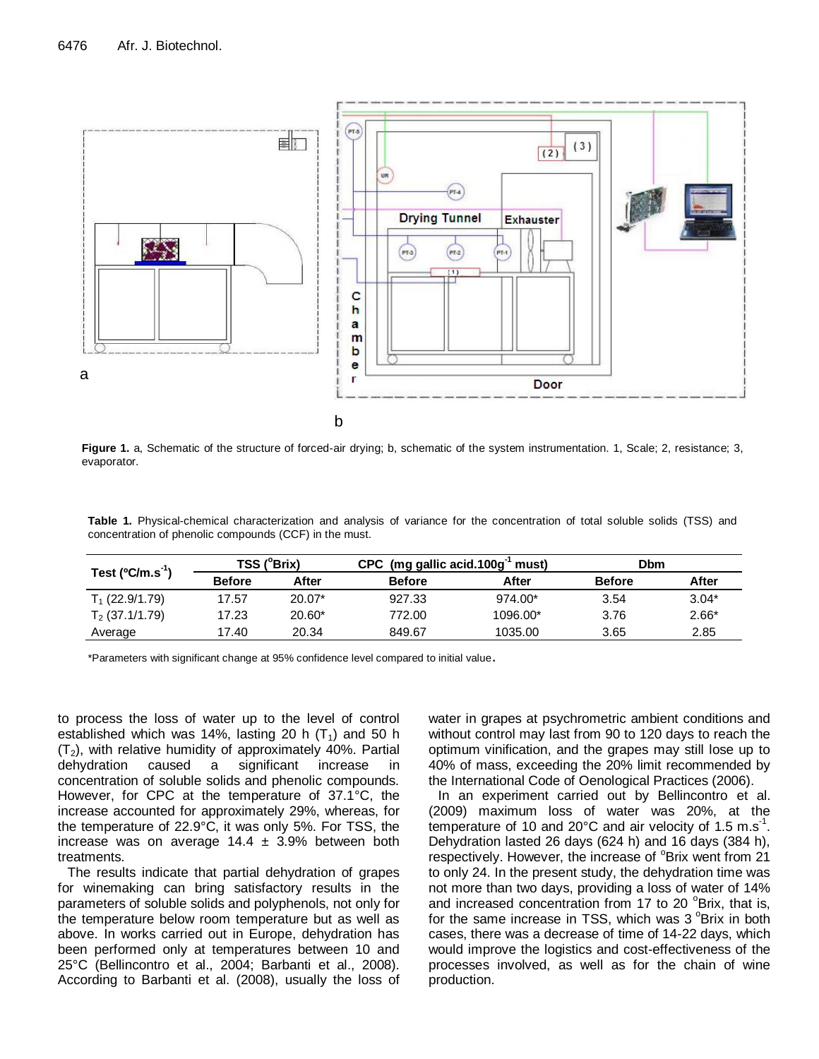Figure 1. a, Schematic of the structure of forced-air drying; b, schematic of the system instrumentation. 1, Scale; 2, resistance; 3, evaporator.

**Table 1.** Physical-chemical characterization and analysis of variance for the concentration of total soluble solids (TSS) and concentration of phenolic compounds (CCF) in the must.

| Test (ºC/m.s$^{-1}$) | TSS (°Brix) | | CPC (mg gallic acid.100g$^{-1}$ must) | | Dbm | |
|---|---|---|---|---|---|---|
| | Before | After | Before | After | Before | After |
| $T_1$ (22.9/1.79) | 17.57 | 20.07* | 927.33 | 974.00* | 3.54 | 3.04* |
| $T_2$ (37.1/1.79) | 17.23 | 20.60* | 772.00 | 1096.00* | 3.76 | 2.66* |
| Average | 17.40 | 20.34 | 849.67 | 1035.00 | 3.65 | 2.85 |

*Parameters with significant change at 95% confidence level compared to initial value.

to process the loss of water up to the level of control established which was 14%, lasting 20 h ($T_1$) and 50 h ($T_2$), with relative humidity of approximately 40%. Partial dehydration caused a significant increase in concentration of soluble solids and phenolic compounds. However, for CPC at the temperature of 37.1°C, the increase accounted for approximately 29%, whereas, for the temperature of 22.9°C, it was only 5%. For TSS, the increase was on average 14.4 ± 3.9% between both treatments.

The results indicate that partial dehydration of grapes for winemaking can bring satisfactory results in the parameters of soluble solids and polyphenols, not only for the temperature below room temperature but as well as above. In works carried out in Europe, dehydration has been performed only at temperatures between 10 and 25°C (Bellincontro et al., 2004; Barbanti et al., 2008). According to Barbanti et al. (2008), usually the loss of water in grapes at psychrometric ambient conditions and without control may last from 90 to 120 days to reach the optimum vinification, and the grapes may still lose up to 40% of mass, exceeding the 20% limit recommended by the International Code of Oenological Practices (2006).

In an experiment carried out by Bellincontro et al. (2009) maximum loss of water was 20%, at the temperature of 10 and 20°C and air velocity of 1.5 m.s$^{-1}$. Dehydration lasted 26 days (624 h) and 16 days (384 h), respectively. However, the increase of °Brix went from 21 to only 24. In the present study, the dehydration time was not more than two days, providing a loss of water of 14% and increased concentration from 17 to 20 °Brix, that is, for the same increase in TSS, which was 3 °Brix in both cases, there was a decrease of time of 14-22 days, which would improve the logistics and cost-effectiveness of the processes involved, as well as for the chain of wine production.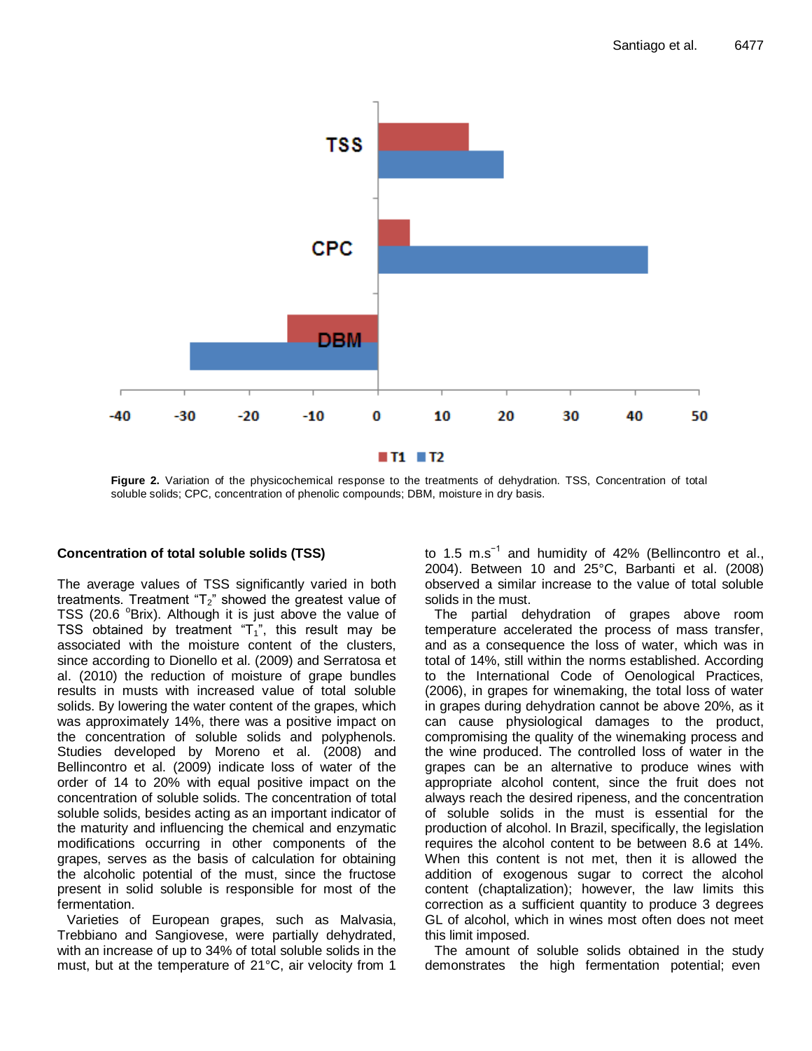**Figure 2.** Variation of the physicochemical response to the treatments of dehydration. TSS, Concentration of total soluble solids; CPC, concentration of phenolic compounds; DBM, moisture in dry basis.

### Concentration of total soluble solids (TSS)

The average values of TSS significantly varied in both treatments. Treatment "$T_2$" showed the greatest value of TSS (20.6 °Brix). Although it is just above the value of TSS obtained by treatment "$T_1$", this result may be associated with the moisture content of the clusters, since according to Dionello et al. (2009) and Serratosa et al. (2010) the reduction of moisture of grape bundles results in musts with increased value of total soluble solids. By lowering the water content of the grapes, which was approximately 14%, there was a positive impact on the concentration of soluble solids and polyphenols. Studies developed by Moreno et al. (2008) and Bellincontro et al. (2009) indicate loss of water of the order of 14 to 20% with equal positive impact on the concentration of soluble solids. The concentration of total soluble solids, besides acting as an important indicator of the maturity and influencing the chemical and enzymatic modifications occurring in other components of the grapes, serves as the basis of calculation for obtaining the alcoholic potential of the must, since the fructose present in solid soluble is responsible for most of the fermentation.

Varieties of European grapes, such as Malvasia, Trebbiano and Sangiovese, were partially dehydrated, with an increase of up to 34% of total soluble solids in the must, but at the temperature of 21°C, air velocity from 1 to 1.5 $m.s^{-1}$ and humidity of 42% (Bellincontro et al., 2004). Between 10 and 25°C, Barbanti et al. (2008) observed a similar increase to the value of total soluble solids in the must.

The partial dehydration of grapes above room temperature accelerated the process of mass transfer, and as a consequence the loss of water, which was in total of 14%, still within the norms established. According to the International Code of Oenological Practices, (2006), in grapes for winemaking, the total loss of water in grapes during dehydration cannot be above 20%, as it can cause physiological damages to the product, compromising the quality of the winemaking process and the wine produced. The controlled loss of water in the grapes can be an alternative to produce wines with appropriate alcohol content, since the fruit does not always reach the desired ripeness, and the concentration of soluble solids in the must is essential for the production of alcohol. In Brazil, specifically, the legislation requires the alcohol content to be between 8.6 at 14%. When this content is not met, then it is allowed the addition of exogenous sugar to correct the alcohol content (chaptalization); however, the law limits this correction as a sufficient quantity to produce 3 degrees GL of alcohol, which in wines most often does not meet this limit imposed.

The amount of soluble solids obtained in the study demonstrates the high fermentation potential; even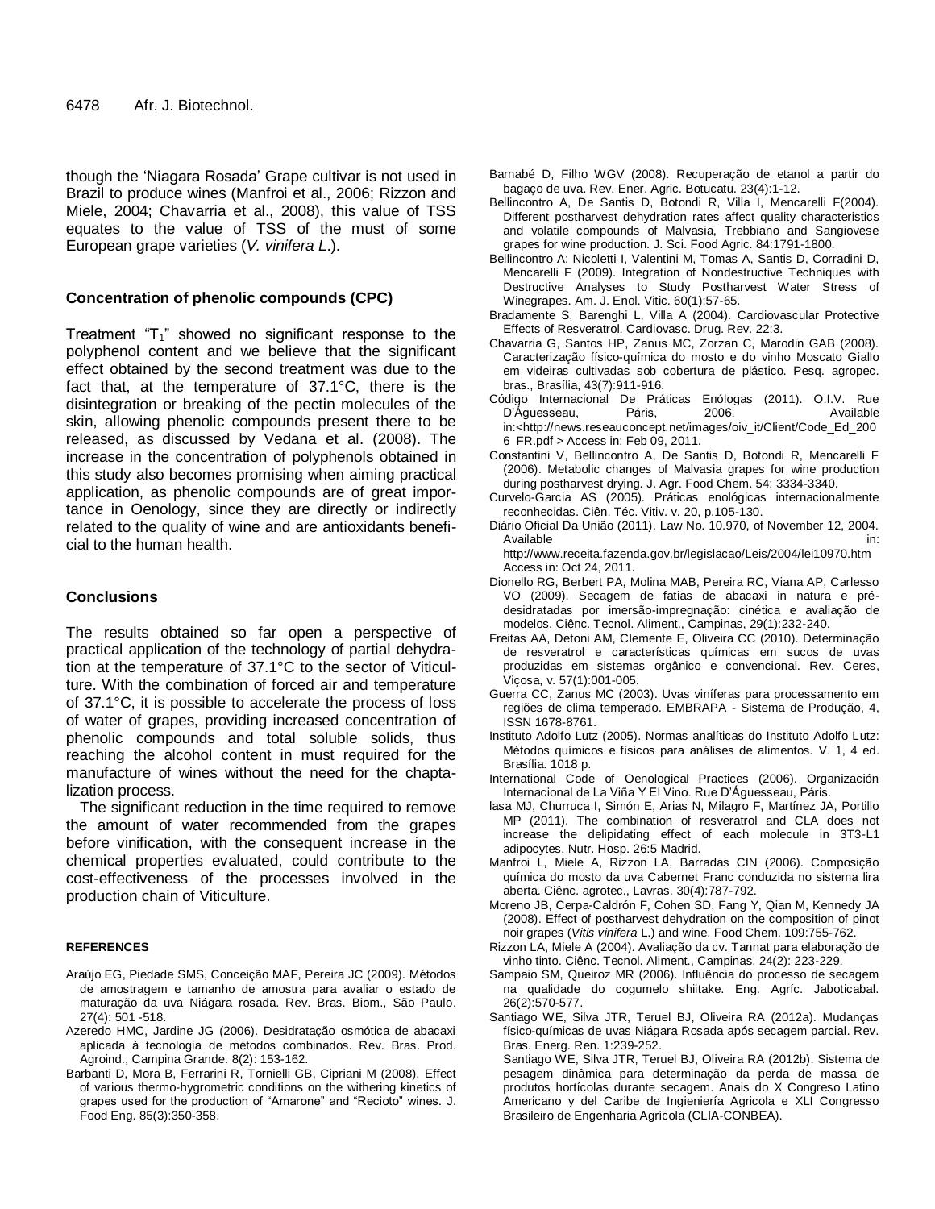though the 'Niagara Rosada' Grape cultivar is not used in Brazil to produce wines (Manfroi et al., 2006; Rizzon and Miele, 2004; Chavarria et al., 2008), this value of TSS equates to the value of TSS of the must of some European grape varieties (*V. vinifera L.*).

### Concentration of phenolic compounds (CPC)

Treatment "$T_1$" showed no significant response to the polyphenol content and we believe that the significant effect obtained by the second treatment was due to the fact that, at the temperature of 37.1°C, there is the disintegration or breaking of the pectin molecules of the skin, allowing phenolic compounds present there to be released, as discussed by Vedana et al. (2008). The increase in the concentration of polyphenols obtained in this study also becomes promising when aiming practical application, as phenolic compounds are of great importance in Oenology, since they are directly or indirectly related to the quality of wine and are antioxidants beneficial to the human health.

## Conclusions

The results obtained so far open a perspective of practical application of the technology of partial dehydration at the temperature of 37.1°C to the sector of Viticulture. With the combination of forced air and temperature of 37.1°C, it is possible to accelerate the process of loss of water of grapes, providing increased concentration of phenolic compounds and total soluble solids, thus reaching the alcohol content in must required for the manufacture of wines without the need for the chaptalization process.

The significant reduction in the time required to remove the amount of water recommended from the grapes before vinification, with the consequent increase in the chemical properties evaluated, could contribute to the cost-effectiveness of the processes involved in the production chain of Viticulture.

## REFERENCES

Araújo EG, Piedade SMS, Conceição MAF, Pereira JC (2009). Métodos de amostragem e tamanho de amostra para avaliar o estado de maturação da uva Niágara rosada. Rev. Bras. Biom., São Paulo. 27(4): 501 -518.

Azeredo HMC, Jardine JG (2006). Desidratação osmótica de abacaxi aplicada à tecnologia de métodos combinados. Rev. Bras. Prod. Agroind., Campina Grande. 8(2): 153-162.

Barbanti D, Mora B, Ferrarini R, Tornielli GB, Cipriani M (2008). Effect of various thermo-hygrometric conditions on the withering kinetics of grapes used for the production of "Amarone" and "Recioto" wines. J. Food Eng. 85(3):350-358.

Barnabé D, Filho WGV (2008). Recuperação de etanol a partir do bagaço de uva. Rev. Ener. Agric. Botucatu. 23(4):1-12.

Bellincontro A, De Santis D, Botondi R, Villa I, Mencarelli F(2004). Different postharvest dehydration rates affect quality characteristics and volatile compounds of Malvasia, Trebbiano and Sangiovese grapes for wine production. J. Sci. Food Agric. 84:1791-1800.

Bellincontro A; Nicoletti I, Valentini M, Tomas A, Santis D, Corradini D, Mencarelli F (2009). Integration of Nondestructive Techniques with Destructive Analyses to Study Postharvest Water Stress of Winegrapes. Am. J. Enol. Vitic. 60(1):57-65.

Bradamente S, Barenghi L, Villa A (2004). Cardiovascular Protective Effects of Resveratrol. Cardiovasc. Drug. Rev. 22:3.

Chavarria G, Santos HP, Zanus MC, Zorzan C, Marodin GAB (2008). Caracterização físico-química do mosto e do vinho Moscato Giallo em videiras cultivadas sob cobertura de plástico. Pesq. agropec. bras., Brasília, 43(7):911-916.

Código Internacional De Práticas Enólogas (2011). O.I.V. Rue D'Águesseau, Páris, 2006. Available in:<http://news.reseauconcept.net/images/oiv_it/Client/Code_Ed_2006_FR.pdf > Access in: Feb 09, 2011.

Constantini V, Bellincontro A, De Santis D, Botondi R, Mencarelli F (2006). Metabolic changes of Malvasia grapes for wine production during postharvest drying. J. Agr. Food Chem. 54: 3334-3340.

Curvelo-Garcia AS (2005). Práticas enológicas internacionalmente reconhecidas. Ciên. Téc. Vitiv. v. 20, p.105-130.

Diário Oficial Da União (2011). Law No. 10.970, of November 12, 2004. Available in: http://www.receita.fazenda.gov.br/legislacao/Leis/2004/lei10970.htm Access in: Oct 24, 2011.

Dionello RG, Berbert PA, Molina MAB, Pereira RC, Viana AP, Carlesso VO (2009). Secagem de fatias de abacaxi in natura e pré-desidratadas por imersão-impregnação: cinética e avaliação de modelos. Ciênc. Tecnol. Aliment., Campinas, 29(1):232-240.

Freitas AA, Detoni AM, Clemente E, Oliveira CC (2010). Determinação de resveratrol e características químicas em sucos de uvas produzidas em sistemas orgânico e convencional. Rev. Ceres, Viçosa, v. 57(1):001-005.

Guerra CC, Zanus MC (2003). Uvas viníferas para processamento em regiões de clima temperado. EMBRAPA - Sistema de Produção, 4, ISSN 1678-8761.

Instituto Adolfo Lutz (2005). Normas analíticas do Instituto Adolfo Lutz: Métodos químicos e físicos para análises de alimentos. V. 1, 4 ed. Brasília. 1018 p.

International Code of Oenological Practices (2006). Organización Internacional de La Viña Y El Vino. Rue D'Águesseau, Páris.

Iasa MJ, Churruca I, Simón E, Arias N, Milagro F, Martínez JA, Portillo MP (2011). The combination of resveratrol and CLA does not increase the delipidating effect of each molecule in 3T3-L1 adipocytes. Nutr. Hosp. 26:5 Madrid.

Manfroi L, Miele A, Rizzon LA, Barradas CIN (2006). Composição química do mosto da uva Cabernet Franc conduzida no sistema lira aberta. Ciênc. agrotec., Lavras. 30(4):787-792.

Moreno JB, Cerpa-Caldrón F, Cohen SD, Fang Y, Qian M, Kennedy JA (2008). Effect of postharvest dehydration on the composition of pinot noir grapes (*Vitis vinifera* L.) and wine. Food Chem. 109:755-762.

Rizzon LA, Miele A (2004). Avaliação da cv. Tannat para elaboração de vinho tinto. Ciênc. Tecnol. Aliment., Campinas, 24(2): 223-229.

Sampaio SM, Queiroz MR (2006). Influência do processo de secagem na qualidade do cogumelo shiitake. Eng. Agríc. Jaboticabal. 26(2):570-577.

Santiago WE, Silva JTR, Teruel BJ, Oliveira RA (2012a). Mudanças físico-químicas de uvas Niágara Rosada após secagem parcial. Rev. Bras. Energ. Ren. 1:239-252.

Santiago WE, Silva JTR, Teruel BJ, Oliveira RA (2012b). Sistema de pesagem dinâmica para determinação da perda de massa de produtos hortícolas durante secagem. Anais do X Congreso Latino Americano y del Caribe de Ingienería Agricola e XLI Congresso Brasileiro de Engenharia Agrícola (CLIA-CONBEA).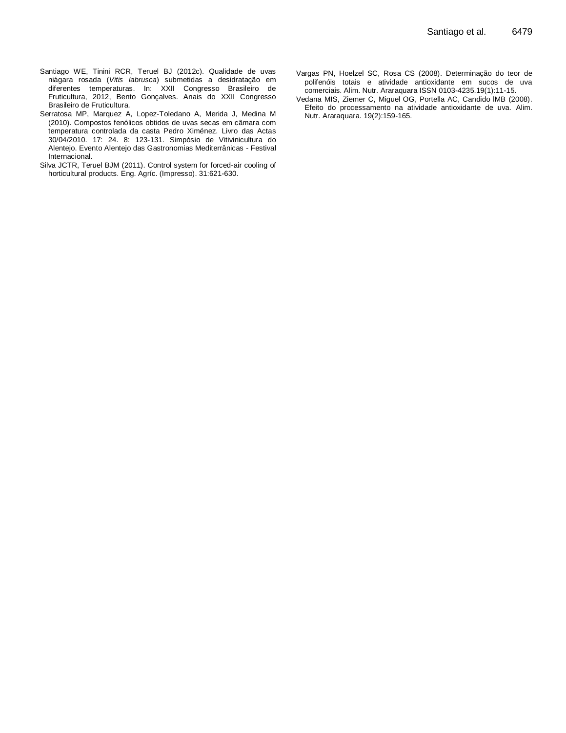Santiago WE, Tinini RCR, Teruel BJ (2012c). Qualidade de uvas niágara rosada (*Vitis labrusca*) submetidas a desidratação em diferentes temperaturas. In: XXII Congresso Brasileiro de Fruticultura, 2012, Bento Gonçalves. Anais do XXII Congresso Brasileiro de Fruticultura.

Serratosa MP, Marquez A, Lopez-Toledano A, Merida J, Medina M (2010). Compostos fenólicos obtidos de uvas secas em câmara com temperatura controlada da casta Pedro Ximénez. Livro das Actas 30/04/2010. 17: 24. 8: 123-131. Simpósio de Vitivinicultura do Alentejo. Evento Alentejo das Gastronomias Mediterrânicas - Festival Internacional.

Silva JCTR, Teruel BJM (2011). Control system for forced-air cooling of horticultural products. Eng. Agríc. (Impresso). 31:621-630.

Vargas PN, Hoelzel SC, Rosa CS (2008). Determinação do teor de polifenóis totais e atividade antioxidante em sucos de uva comerciais. Alim. Nutr. Araraquara ISSN 0103-4235.19(1):11-15.

Vedana MIS, Ziemer C, Miguel OG, Portella AC, Candido lMB (2008). Efeito do processamento na atividade antioxidante de uva. Alim. Nutr. Araraquara. 19(2):159-165.